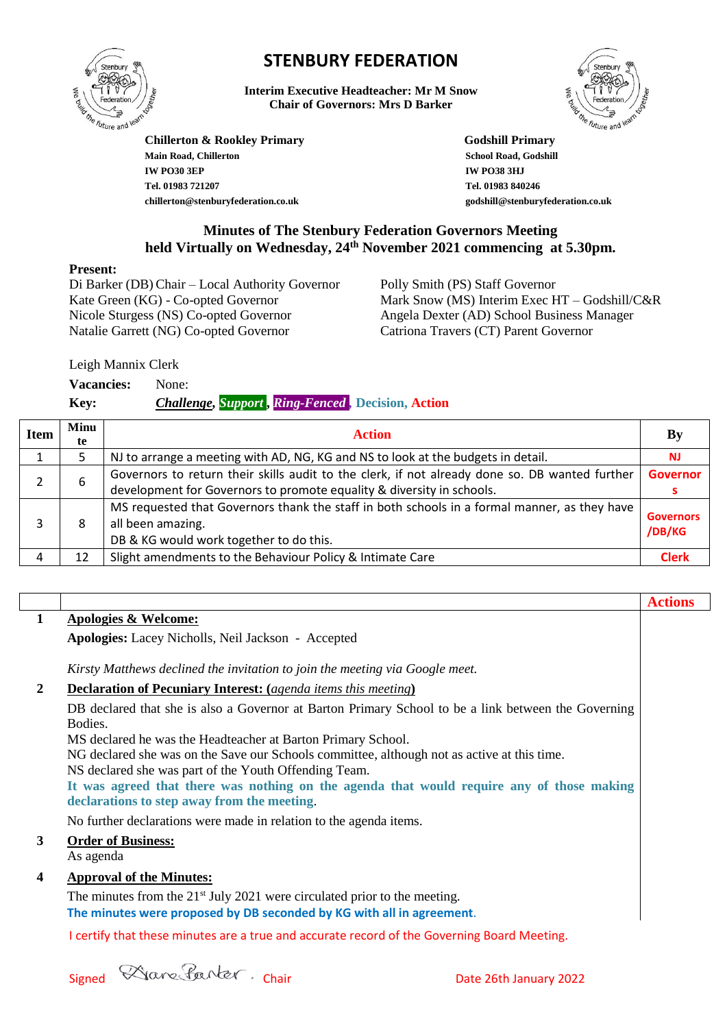# STENBURY FEDERATION

**Interim Executive Headteacher: Mr M Snow**
**Chair of Governors: Mrs D Barker**

**Chillerton & Rookley Primary**
**Main Road, Chillerton**
**IW PO30 3EP**
**Tel. 01983 721207**
**chillerton@stenburyfederation.co.uk**

**Godshill Primary**
**School Road, Godshill**
**IW PO38 3HJ**
**Tel. 01983 840246**
**godshill@stenburyfederation.co.uk**

## Minutes of The Stenbury Federation Governors Meeting held Virtually on Wednesday, 24th November 2021 commencing at 5.30pm.

**Present:**

Di Barker (DB) Chair – Local Authority Governor
Kate Green (KG) - Co-opted Governor
Nicole Sturgess (NS) Co-opted Governor
Natalie Garrett (NG) Co-opted Governor
Polly Smith (PS) Staff Governor
Mark Snow (MS) Interim Exec HT – Godshill/C&R
Angela Dexter (AD) School Business Manager
Catriona Travers (CT) Parent Governor

Leigh Mannix Clerk

**Vacancies:** None:

**Key:** ***Challenge***, ***Support***, ***Ring-Fenced***, **Decision**, **Action**

| Item | Minute | Action | By |
|---|---|---|---|
| 1 | 5 | NJ to arrange a meeting with AD, NG, KG and NS to look at the budgets in detail. | NJ |
| 2 | 6 | Governors to return their skills audit to the clerk, if not already done so. DB wanted further development for Governors to promote equality & diversity in schools. | Governors |
| 3 | 8 | MS requested that Governors thank the staff in both schools in a formal manner, as they have all been amazing. DB & KG would work together to do this. | Governors /DB/KG |
| 4 | 12 | Slight amendments to the Behaviour Policy & Intimate Care | Clerk |

| | | Actions |
|---|---|---|
| 1 | **Apologies & Welcome:**<br>**Apologies:** Lacey Nicholls, Neil Jackson - Accepted<br><br>*Kirsty Matthews declined the invitation to join the meeting via Google meet.* | |
| 2 | **Declaration of Pecuniary Interest: (*agenda items this meeting*)**<br>DB declared that she is also a Governor at Barton Primary School to be a link between the Governing Bodies.<br>MS declared he was the Headteacher at Barton Primary School.<br>NG declared she was on the Save our Schools committee, although not as active at this time.<br>NS declared she was part of the Youth Offending Team.<br>**It was agreed that there was nothing on the agenda that would require any of those making declarations to step away from the meeting.**<br>No further declarations were made in relation to the agenda items. | |
| 3 | **Order of Business:**<br>As agenda | |
| 4 | **Approval of the Minutes:**<br>The minutes from the 21st July 2021 were circulated prior to the meeting.<br>**The minutes were proposed by DB seconded by KG with all in agreement.** | |

I certify that these minutes are a true and accurate record of the Governing Board Meeting.

Signed Diane Barker Chair Date 26th January 2022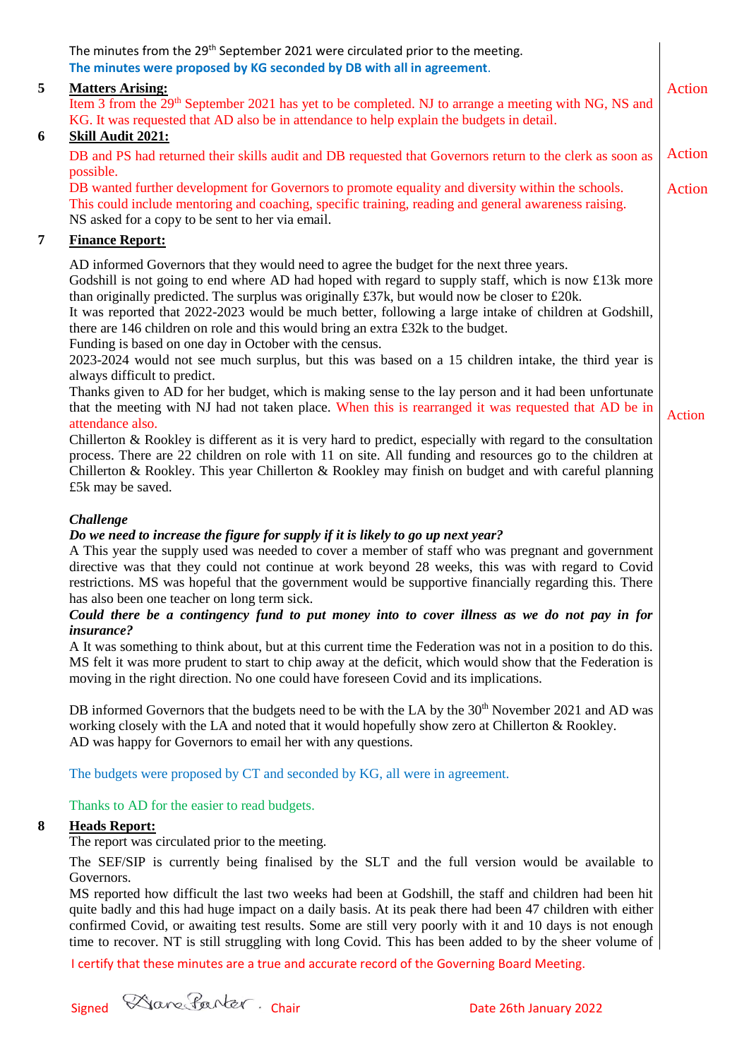The minutes from the 29th September 2021 were circulated prior to the meeting.
The minutes were proposed by KG seconded by DB with all in agreement.

**5 Matters Arising:**

Item 3 from the 29th September 2021 has yet to be completed. NJ to arrange a meeting with NG, NS and KG. It was requested that AD also be in attendance to help explain the budgets in detail. — Action

**6 Skill Audit 2021:**

DB and PS had returned their skills audit and DB requested that Governors return to the clerk as soon as possible. — Action

DB wanted further development for Governors to promote equality and diversity within the schools. This could include mentoring and coaching, specific training, reading and general awareness raising. — Action
NS asked for a copy to be sent to her via email.

**7 Finance Report:**

AD informed Governors that they would need to agree the budget for the next three years.
Godshill is not going to end where AD had hoped with regard to supply staff, which is now £13k more than originally predicted. The surplus was originally £37k, but would now be closer to £20k.
It was reported that 2022-2023 would be much better, following a large intake of children at Godshill, there are 146 children on role and this would bring an extra £32k to the budget.
Funding is based on one day in October with the census.
2023-2024 would not see much surplus, but this was based on a 15 children intake, the third year is always difficult to predict.
Thanks given to AD for her budget, which is making sense to the lay person and it had been unfortunate that the meeting with NJ had not taken place. When this is rearranged it was requested that AD be in attendance also. — Action
Chillerton & Rookley is different as it is very hard to predict, especially with regard to the consultation process. There are 22 children on role with 11 on site. All funding and resources go to the children at Chillerton & Rookley. This year Chillerton & Rookley may finish on budget and with careful planning £5k may be saved.

***Challenge***
***Do we need to increase the figure for supply if it is likely to go up next year?***
A This year the supply used was needed to cover a member of staff who was pregnant and government directive was that they could not continue at work beyond 28 weeks, this was with regard to Covid restrictions. MS was hopeful that the government would be supportive financially regarding this. There has also been one teacher on long term sick.
***Could there be a contingency fund to put money into to cover illness as we do not pay in for insurance?***
A It was something to think about, but at this current time the Federation was not in a position to do this. MS felt it was more prudent to start to chip away at the deficit, which would show that the Federation is moving in the right direction. No one could have foreseen Covid and its implications.

DB informed Governors that the budgets need to be with the LA by the 30th November 2021 and AD was working closely with the LA and noted that it would hopefully show zero at Chillerton & Rookley.
AD was happy for Governors to email her with any questions.

The budgets were proposed by CT and seconded by KG, all were in agreement.

Thanks to AD for the easier to read budgets.

**8 Heads Report:**

The report was circulated prior to the meeting.
The SEF/SIP is currently being finalised by the SLT and the full version would be available to Governors.
MS reported how difficult the last two weeks had been at Godshill, the staff and children had been hit quite badly and this had huge impact on a daily basis. At its peak there had been 47 children with either confirmed Covid, or awaiting test results. Some are still very poorly with it and 10 days is not enough time to recover. NT is still struggling with long Covid. This has been added to by the sheer volume of

I certify that these minutes are a true and accurate record of the Governing Board Meeting.

Signed Diane Parker Chair Date 26th January 2022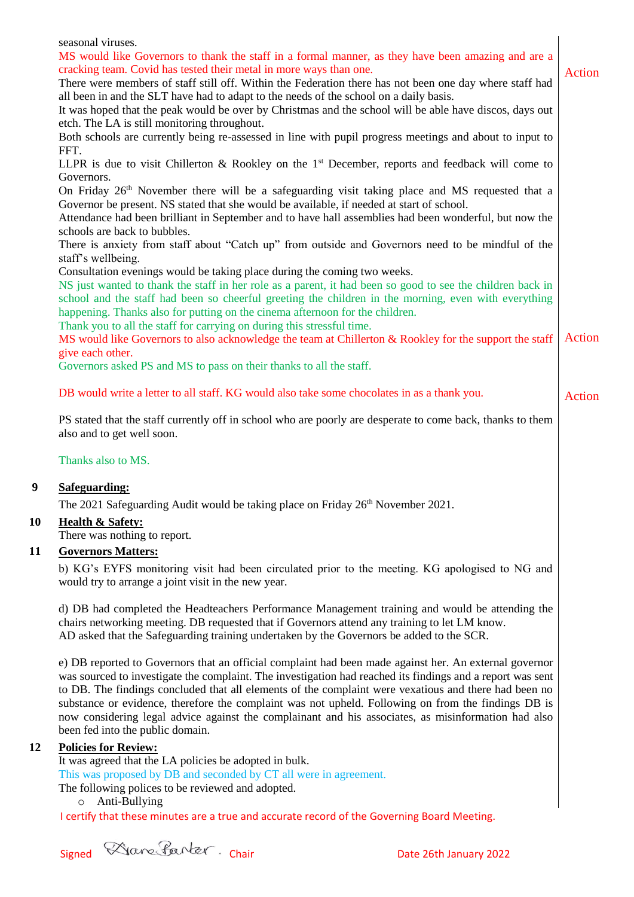seasonal viruses.

MS would like Governors to thank the staff in a formal manner, as they have been amazing and are a cracking team. Covid has tested their metal in more ways than one. — Action

There were members of staff still off. Within the Federation there has not been one day where staff had all been in and the SLT have had to adapt to the needs of the school on a daily basis.

It was hoped that the peak would be over by Christmas and the school will be able have discos, days out etc. The LA is still monitoring throughout.

Both schools are currently being re-assessed in line with pupil progress meetings and about to input to FFT.

LLPR is due to visit Chillerton & Rookley on the 1st December, reports and feedback will come to Governors.

On Friday 26th November there will be a safeguarding visit taking place and MS requested that a Governor be present. NS stated that she would be available, if needed at start of school.

Attendance had been brilliant in September and to have hall assemblies had been wonderful, but now the schools are back to bubbles.

There is anxiety from staff about "Catch up" from outside and Governors need to be mindful of the staff's wellbeing.

Consultation evenings would be taking place during the coming two weeks.

NS just wanted to thank the staff in her role as a parent, it had been so good to see the children back in school and the staff had been so cheerful greeting the children in the morning, even with everything happening. Thanks also for putting on the cinema afternoon for the children.

Thank you to all the staff for carrying on during this stressful time.

MS would like Governors to also acknowledge the team at Chillerton & Rookley for the support the staff give each other. — Action

Governors asked PS and MS to pass on their thanks to all the staff.

DB would write a letter to all staff. KG would also take some chocolates in as a thank you. — Action

PS stated that the staff currently off in school who are poorly are desperate to come back, thanks to them also and to get well soon.

Thanks also to MS.

**9 Safeguarding:**

The 2021 Safeguarding Audit would be taking place on Friday 26th November 2021.

**10 Health & Safety:**

There was nothing to report.

**11 Governors Matters:**

b) KG's EYFS monitoring visit had been circulated prior to the meeting. KG apologised to NG and would try to arrange a joint visit in the new year.

d) DB had completed the Headteachers Performance Management training and would be attending the chairs networking meeting. DB requested that if Governors attend any training to let LM know.
AD asked that the Safeguarding training undertaken by the Governors be added to the SCR.

e) DB reported to Governors that an official complaint had been made against her. An external governor was sourced to investigate the complaint. The investigation had reached its findings and a report was sent to DB. The findings concluded that all elements of the complaint were vexatious and there had been no substance or evidence, therefore the complaint was not upheld. Following on from the findings DB is now considering legal advice against the complainant and his associates, as misinformation had also been fed into the public domain.

**12 Policies for Review:**

It was agreed that the LA policies be adopted in bulk.

This was proposed by DB and seconded by CT all were in agreement.

The following polices to be reviewed and adopted.

- Anti-Bullying

I certify that these minutes are a true and accurate record of the Governing Board Meeting.

Signed *Diane Panter* Chair　　　　Date 26th January 2022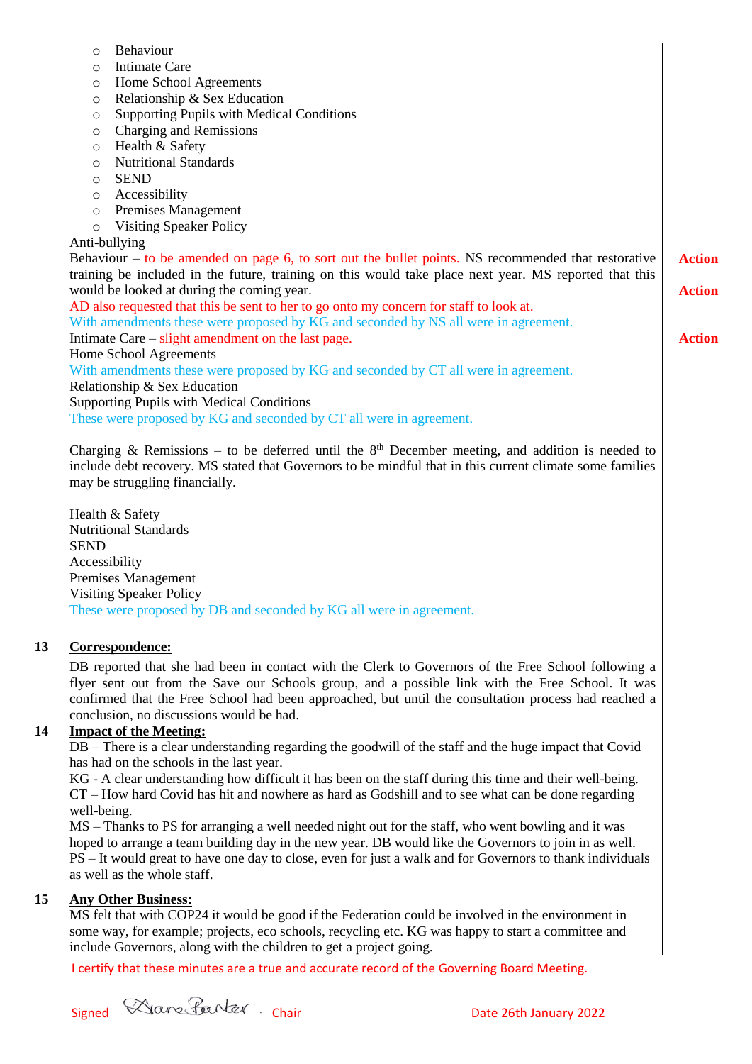- Behaviour
- Intimate Care
- Home School Agreements
- Relationship & Sex Education
- Supporting Pupils with Medical Conditions
- Charging and Remissions
- Health & Safety
- Nutritional Standards
- SEND
- Accessibility
- Premises Management
- Visiting Speaker Policy

Anti-bullying

Behaviour – to be amended on page 6, to sort out the bullet points. NS recommended that restorative training be included in the future, training on this would take place next year. MS reported that this would be looked at during the coming year. **Action** **Action**

AD also requested that this be sent to her to go onto my concern for staff to look at.

With amendments these were proposed by KG and seconded by NS all were in agreement.

Intimate Care – slight amendment on the last page. **Action**

Home School Agreements

With amendments these were proposed by KG and seconded by CT all were in agreement.

Relationship & Sex Education

Supporting Pupils with Medical Conditions

These were proposed by KG and seconded by CT all were in agreement.

Charging & Remissions – to be deferred until the 8th December meeting, and addition is needed to include debt recovery. MS stated that Governors to be mindful that in this current climate some families may be struggling financially.

Health & Safety
Nutritional Standards
SEND
Accessibility
Premises Management
Visiting Speaker Policy

These were proposed by DB and seconded by KG all were in agreement.

**13 Correspondence:**

DB reported that she had been in contact with the Clerk to Governors of the Free School following a flyer sent out from the Save our Schools group, and a possible link with the Free School. It was confirmed that the Free School had been approached, but until the consultation process had reached a conclusion, no discussions would be had.

**14 Impact of the Meeting:**

DB – There is a clear understanding regarding the goodwill of the staff and the huge impact that Covid has had on the schools in the last year.

KG - A clear understanding how difficult it has been on the staff during this time and their well-being.

CT – How hard Covid has hit and nowhere as hard as Godshill and to see what can be done regarding well-being.

MS – Thanks to PS for arranging a well needed night out for the staff, who went bowling and it was hoped to arrange a team building day in the new year. DB would like the Governors to join in as well.

PS – It would great to have one day to close, even for just a walk and for Governors to thank individuals as well as the whole staff.

**15 Any Other Business:**

MS felt that with COP24 it would be good if the Federation could be involved in the environment in some way, for example; projects, eco schools, recycling etc. KG was happy to start a committee and include Governors, along with the children to get a project going.

I certify that these minutes are a true and accurate record of the Governing Board Meeting.

Signed Diane Panter Chair Date 26th January 2022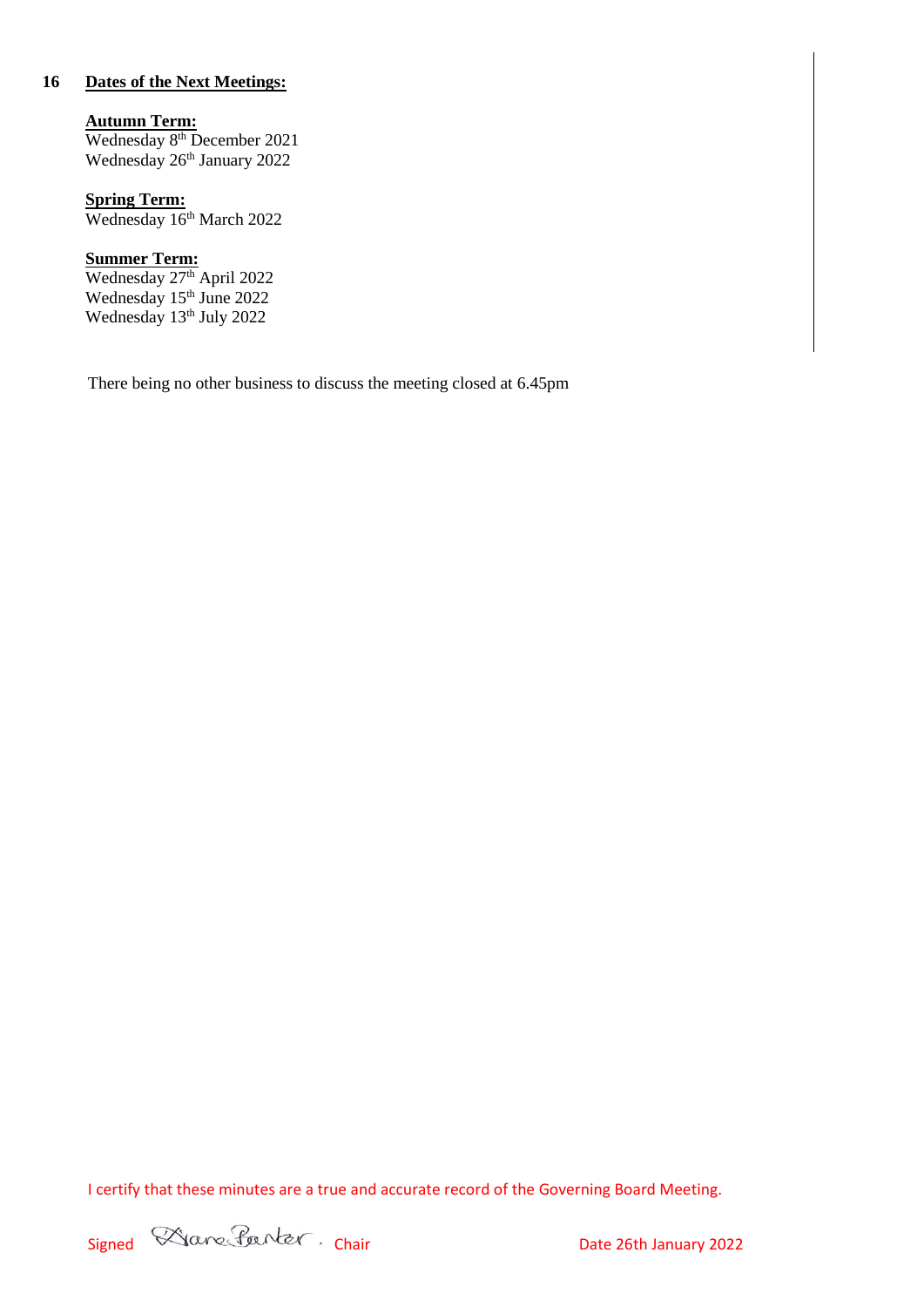## 16 Dates of the Next Meetings:

**Autumn Term:**
Wednesday 8th December 2021
Wednesday 26th January 2022

**Spring Term:**
Wednesday 16th March 2022

**Summer Term:**
Wednesday 27th April 2022
Wednesday 15th June 2022
Wednesday 13th July 2022

There being no other business to discuss the meeting closed at 6.45pm

I certify that these minutes are a true and accurate record of the Governing Board Meeting.

Signed Diane Panter. Chair

Date 26th January 2022